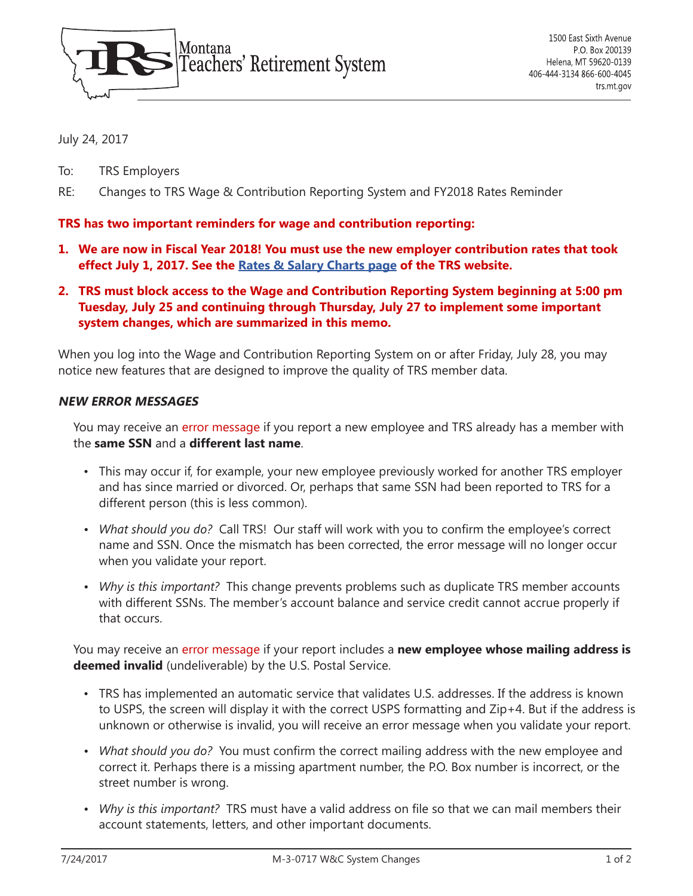Montana Teachers' Retirement System

1500 East Sixth Avenue
P.O. Box 200139
Helena, MT 59620-0139
406-444-3134 866-600-4045
trs.mt.gov

July 24, 2017

To: TRS Employers

RE: Changes to TRS Wage & Contribution Reporting System and FY2018 Rates Reminder

**TRS has two important reminders for wage and contribution reporting:**

1. **We are now in Fiscal Year 2018! You must use the new employer contribution rates that took effect July 1, 2017. See the Rates & Salary Charts page of the TRS website.**
2. **TRS must block access to the Wage and Contribution Reporting System beginning at 5:00 pm Tuesday, July 25 and continuing through Thursday, July 27 to implement some important system changes, which are summarized in this memo.**

When you log into the Wage and Contribution Reporting System on or after Friday, July 28, you may notice new features that are designed to improve the quality of TRS member data.

### *NEW ERROR MESSAGES*

You may receive an error message if you report a new employee and TRS already has a member with the **same SSN** and a **different last name**.

- This may occur if, for example, your new employee previously worked for another TRS employer and has since married or divorced. Or, perhaps that same SSN had been reported to TRS for a different person (this is less common).
- *What should you do?* Call TRS! Our staff will work with you to confirm the employee's correct name and SSN. Once the mismatch has been corrected, the error message will no longer occur when you validate your report.
- *Why is this important?* This change prevents problems such as duplicate TRS member accounts with different SSNs. The member's account balance and service credit cannot accrue properly if that occurs.

You may receive an error message if your report includes a **new employee whose mailing address is deemed invalid** (undeliverable) by the U.S. Postal Service.

- TRS has implemented an automatic service that validates U.S. addresses. If the address is known to USPS, the screen will display it with the correct USPS formatting and Zip+4. But if the address is unknown or otherwise is invalid, you will receive an error message when you validate your report.
- *What should you do?* You must confirm the correct mailing address with the new employee and correct it. Perhaps there is a missing apartment number, the P.O. Box number is incorrect, or the street number is wrong.
- *Why is this important?* TRS must have a valid address on file so that we can mail members their account statements, letters, and other important documents.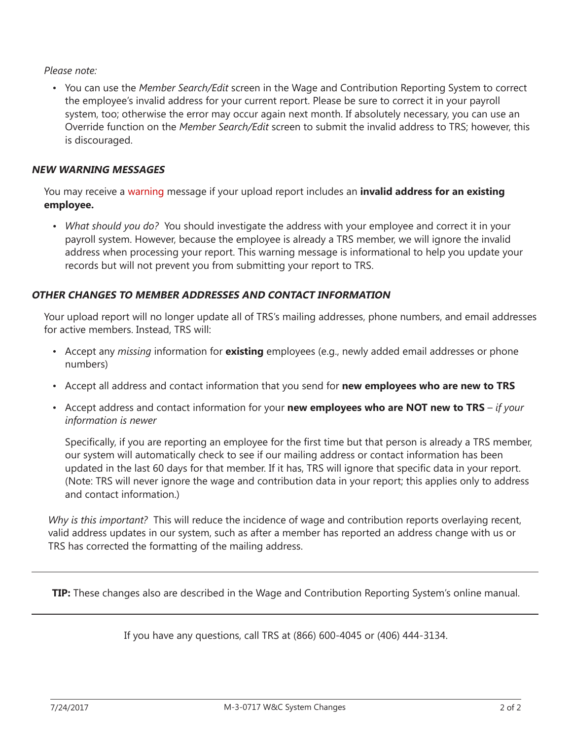*Please note:*

- You can use the *Member Search/Edit* screen in the Wage and Contribution Reporting System to correct the employee's invalid address for your current report. Please be sure to correct it in your payroll system, too; otherwise the error may occur again next month. If absolutely necessary, you can use an Override function on the *Member Search/Edit* screen to submit the invalid address to TRS; however, this is discouraged.

### *NEW WARNING MESSAGES*

You may receive a warning message if your upload report includes an **invalid address for an existing employee.**

- *What should you do?* You should investigate the address with your employee and correct it in your payroll system. However, because the employee is already a TRS member, we will ignore the invalid address when processing your report. This warning message is informational to help you update your records but will not prevent you from submitting your report to TRS.

### *OTHER CHANGES TO MEMBER ADDRESSES AND CONTACT INFORMATION*

Your upload report will no longer update all of TRS's mailing addresses, phone numbers, and email addresses for active members. Instead, TRS will:

- Accept any *missing* information for **existing** employees (e.g., newly added email addresses or phone numbers)
- Accept all address and contact information that you send for **new employees who are new to TRS**
- Accept address and contact information for your **new employees who are NOT new to TRS** – *if your information is newer*

  Specifically, if you are reporting an employee for the first time but that person is already a TRS member, our system will automatically check to see if our mailing address or contact information has been updated in the last 60 days for that member. If it has, TRS will ignore that specific data in your report. (Note: TRS will never ignore the wage and contribution data in your report; this applies only to address and contact information.)

*Why is this important?* This will reduce the incidence of wage and contribution reports overlaying recent, valid address updates in our system, such as after a member has reported an address change with us or TRS has corrected the formatting of the mailing address.

---

**TIP:** These changes also are described in the Wage and Contribution Reporting System's online manual.

---

If you have any questions, call TRS at (866) 600-4045 or (406) 444-3134.